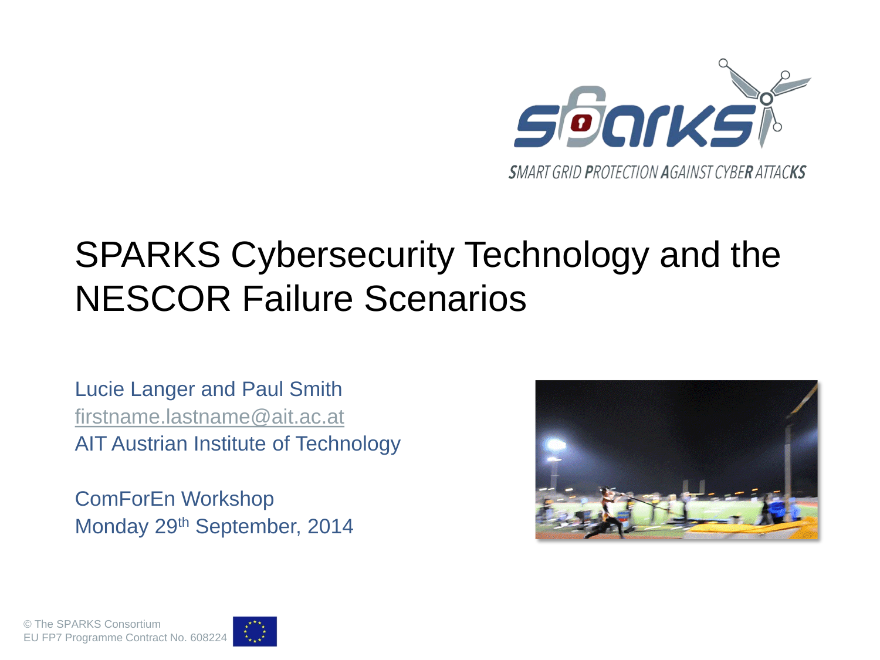SMART GRID PROTECTION AGAINST CYBER ATTACKS

# SPARKS Cybersecurity Technology and the NESCOR Failure Scenarios

Lucie Langer and Paul Smith
firstname.lastname@ait.ac.at
AIT Austrian Institute of Technology

ComForEn Workshop
Monday 29th September, 2014

© The SPARKS Consortium
EU FP7 Programme Contract No. 608224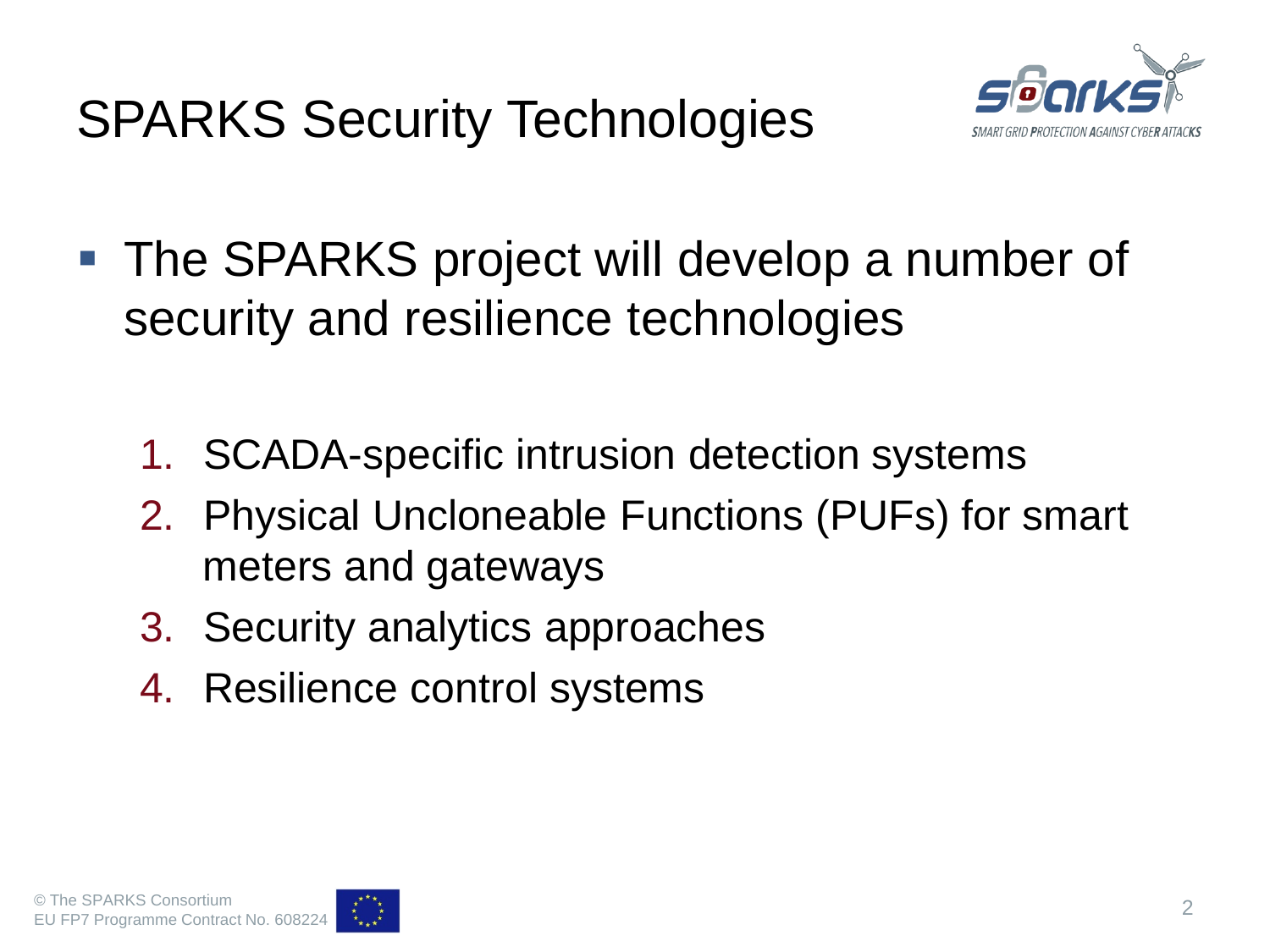# SPARKS Security Technologies

- The SPARKS project will develop a number of security and resilience technologies

  1. SCADA-specific intrusion detection systems
  2. Physical Uncloneable Functions (PUFs) for smart meters and gateways
  3. Security analytics approaches
  4. Resilience control systems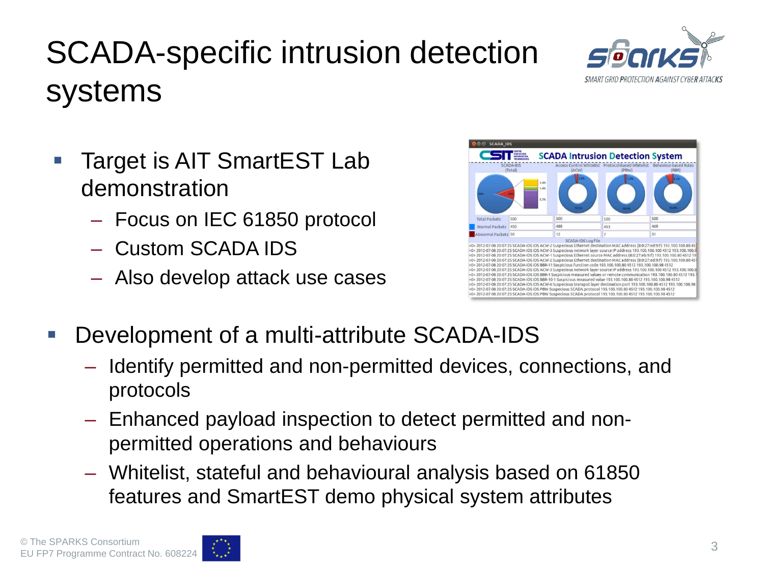# SCADA-specific intrusion detection systems

- Target is AIT SmartEST Lab demonstration
  - Focus on IEC 61850 protocol
  - Custom SCADA IDS
  - Also develop attack use cases

- Development of a multi-attribute SCADA-IDS
  - Identify permitted and non-permitted devices, connections, and protocols
  - Enhanced payload inspection to detect permitted and non-permitted operations and behaviours
  - Whitelist, stateful and behavioural analysis based on 61850 features and SmartEST demo physical system attributes

© The SPARKS Consortium
EU FP7 Programme Contract No. 608224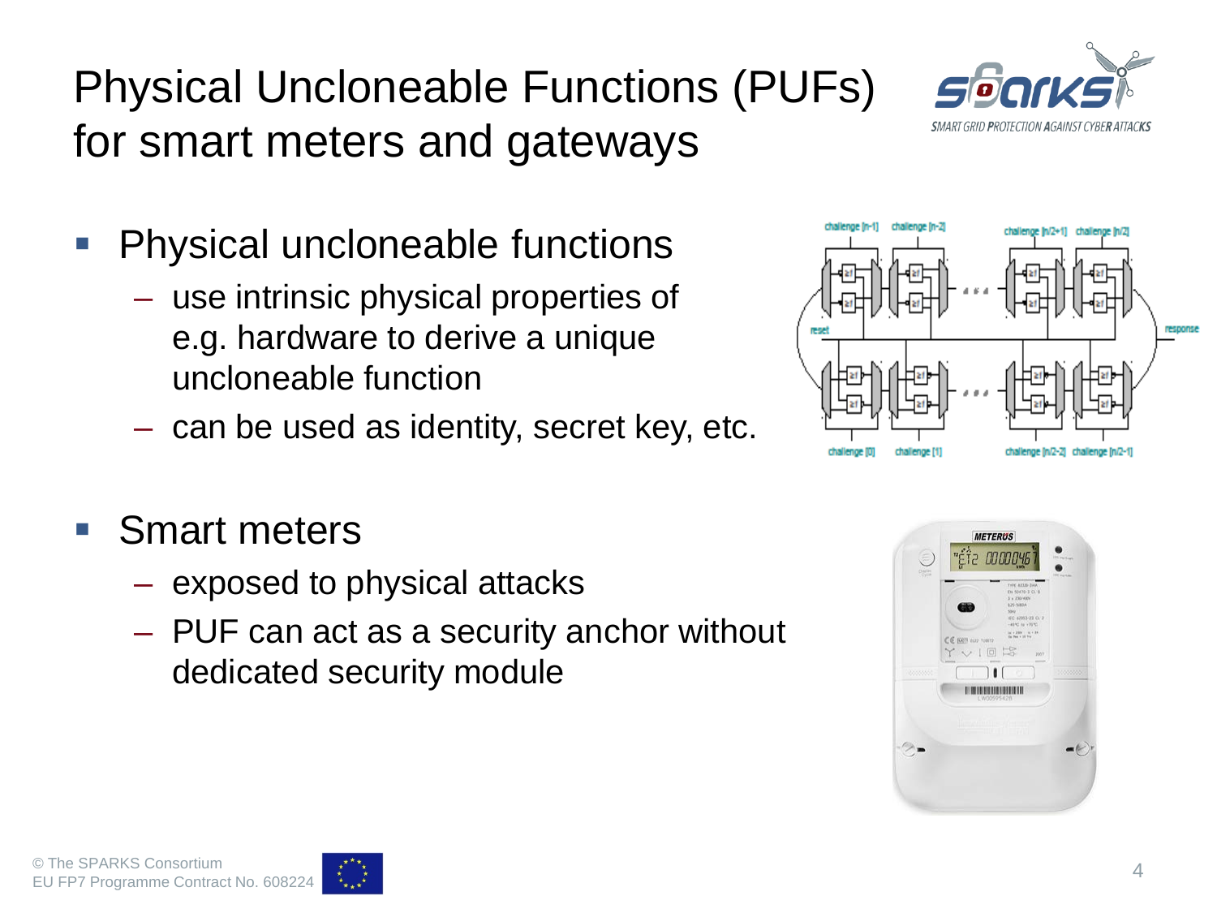# Physical Uncloneable Functions (PUFs) for smart meters and gateways

- Physical uncloneable functions
  - use intrinsic physical properties of e.g. hardware to derive a unique uncloneable function
  - can be used as identity, secret key, etc.

- Smart meters
  - exposed to physical attacks
  - PUF can act as a security anchor without dedicated security module

© The SPARKS Consortium
EU FP7 Programme Contract No. 608224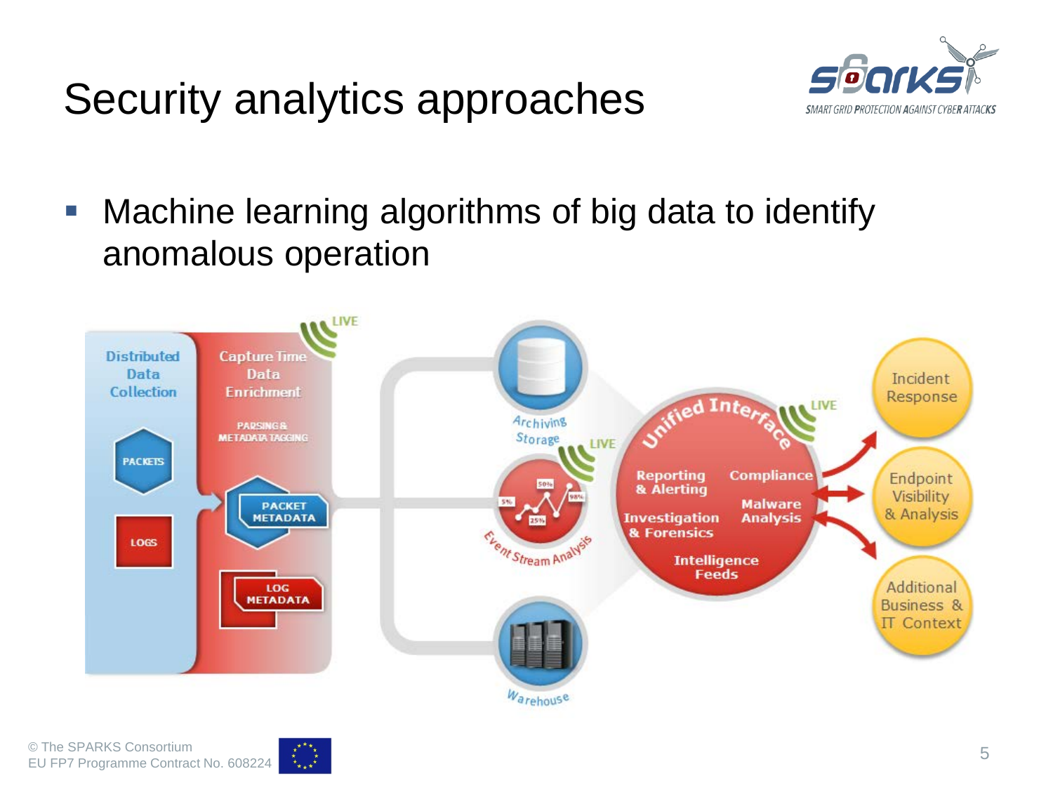# Security analytics approaches

- Machine learning algorithms of big data to identify anomalous operation

Distributed Data Collection

PACKETS

LOGS

Capture Time Data Enrichment

PARSING & METADATA TAGGING

PACKET METADATA

LOG METADATA

LIVE

Archiving Storage

LIVE

Event Stream Analysis

Warehouse

Unified Interface

LIVE

Reporting & Alerting

Compliance

Malware Analysis

Investigation & Forensics

Intelligence Feeds

Incident Response

Endpoint Visibility & Analysis

Additional Business & IT Context

© The SPARKS Consortium
EU FP7 Programme Contract No. 608224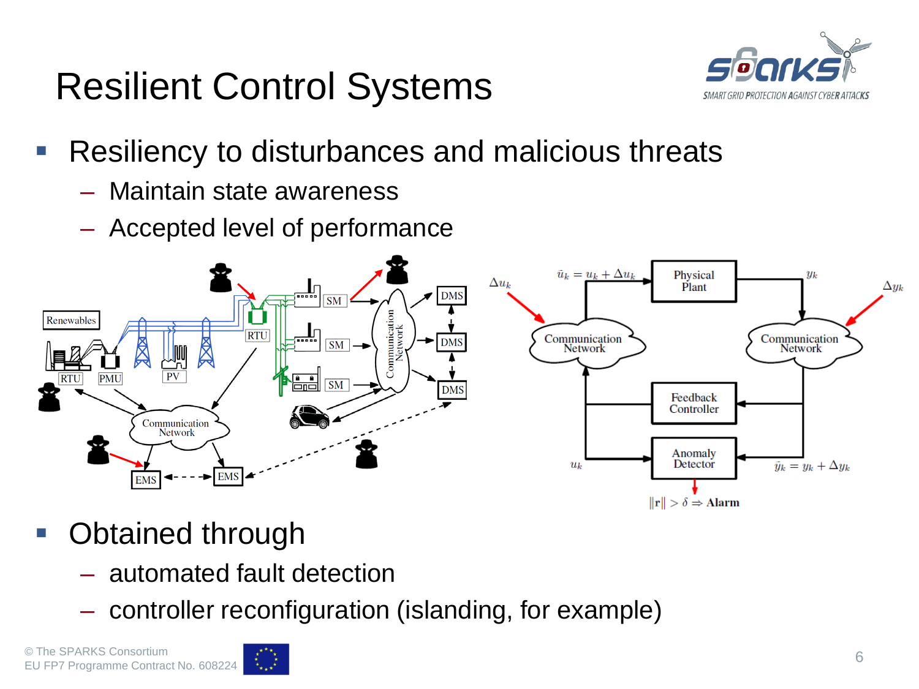# Resilient Control Systems

- Resiliency to disturbances and malicious threats
  - Maintain state awareness
  - Accepted level of performance

Renewables
RTU
PMU
PV
RTU
SM
SM
SM
Communication Network
DMS
DMS
DMS
Communication Network
EMS
EMS

$\Delta u_k$
$\tilde{u}_k = u_k + \Delta u_k$
Physical Plant
$y_k$
$\Delta y_k$
Communication Network
Communication Network
Feedback Controller
Anomaly Detector
$u_k$
$\tilde{y}_k = y_k + \Delta y_k$
$\|\mathbf{r}\| > \delta \Rightarrow$ **Alarm**

- Obtained through
  - automated fault detection
  - controller reconfiguration (islanding, for example)

© The SPARKS Consortium
EU FP7 Programme Contract No. 608224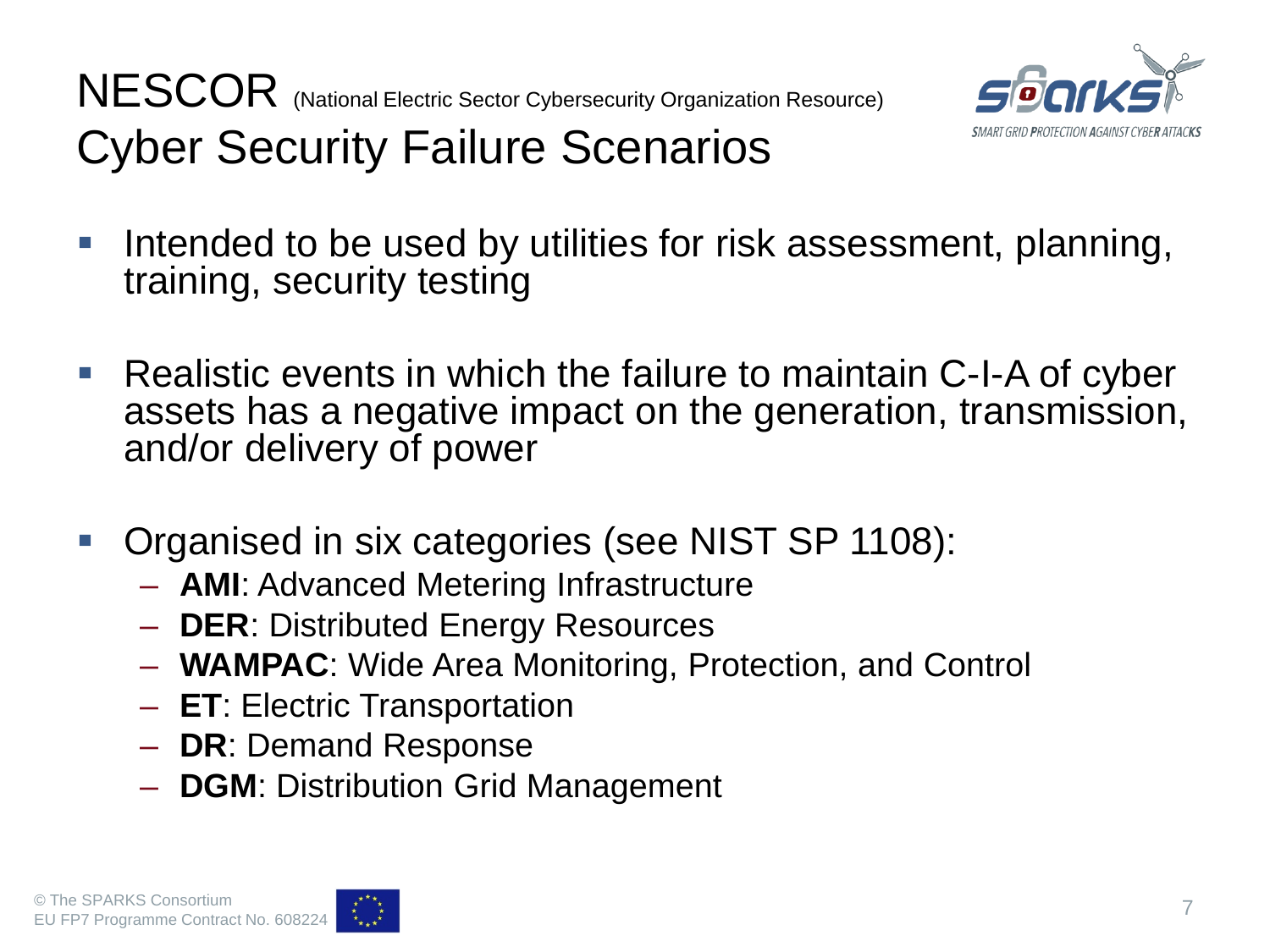# NESCOR (National Electric Sector Cybersecurity Organization Resource) Cyber Security Failure Scenarios

- Intended to be used by utilities for risk assessment, planning, training, security testing
- Realistic events in which the failure to maintain C-I-A of cyber assets has a negative impact on the generation, transmission, and/or delivery of power
- Organised in six categories (see NIST SP 1108):
  - **AMI**: Advanced Metering Infrastructure
  - **DER**: Distributed Energy Resources
  - **WAMPAC**: Wide Area Monitoring, Protection, and Control
  - **ET**: Electric Transportation
  - **DR**: Demand Response
  - **DGM**: Distribution Grid Management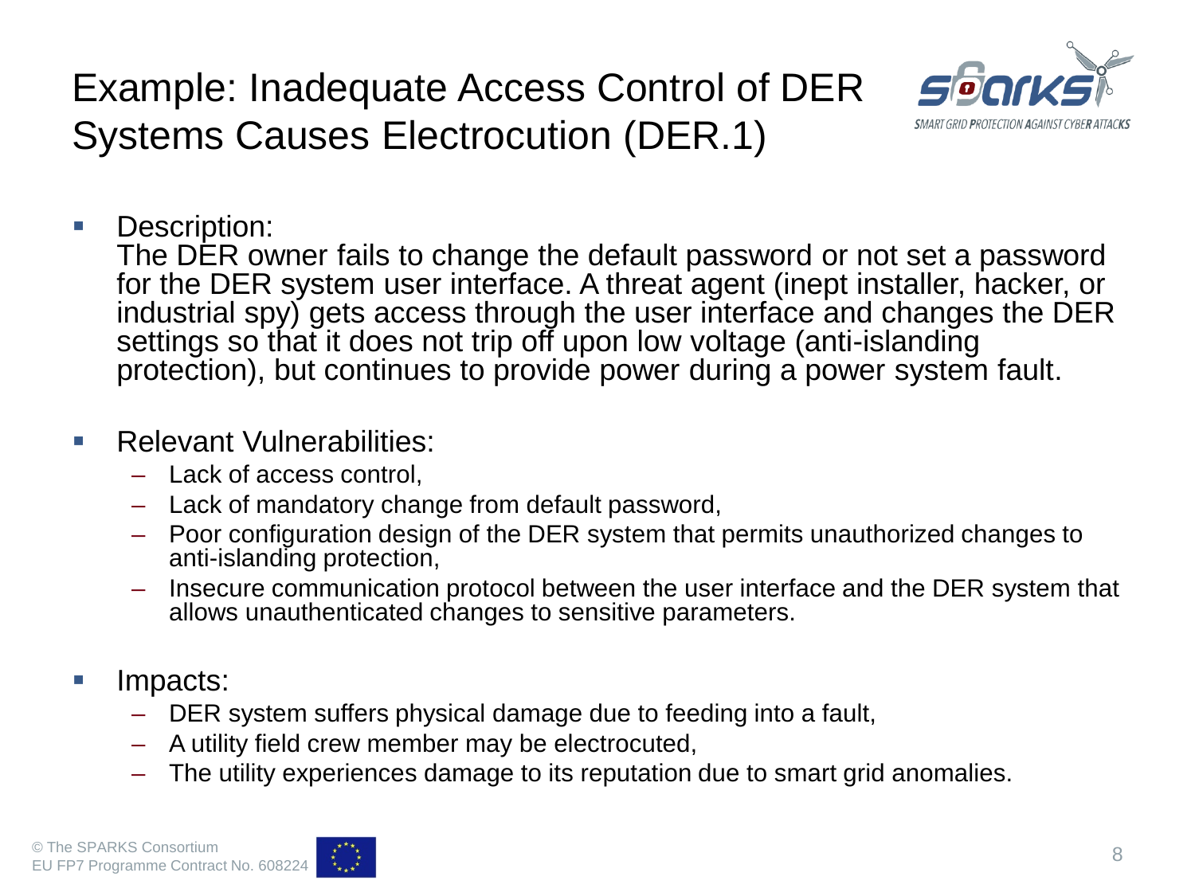# Example: Inadequate Access Control of DER Systems Causes Electrocution (DER.1)

- Description:
  The DER owner fails to change the default password or not set a password for the DER system user interface. A threat agent (inept installer, hacker, or industrial spy) gets access through the user interface and changes the DER settings so that it does not trip off upon low voltage (anti-islanding protection), but continues to provide power during a power system fault.

- Relevant Vulnerabilities:
  - Lack of access control,
  - Lack of mandatory change from default password,
  - Poor configuration design of the DER system that permits unauthorized changes to anti-islanding protection,
  - Insecure communication protocol between the user interface and the DER system that allows unauthenticated changes to sensitive parameters.

- Impacts:
  - DER system suffers physical damage due to feeding into a fault,
  - A utility field crew member may be electrocuted,
  - The utility experiences damage to its reputation due to smart grid anomalies.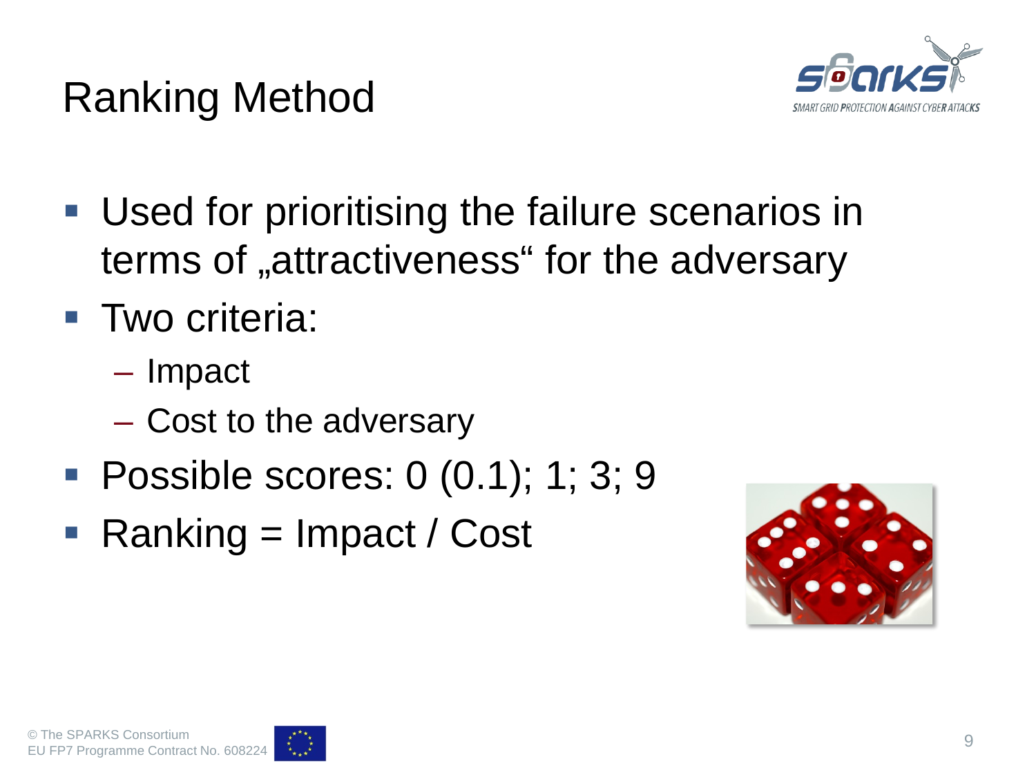# Ranking Method

- Used for prioritising the failure scenarios in terms of „attractiveness“ for the adversary
- Two criteria:
  - Impact
  - Cost to the adversary
- Possible scores: 0 (0.1); 1; 3; 9
- Ranking = Impact / Cost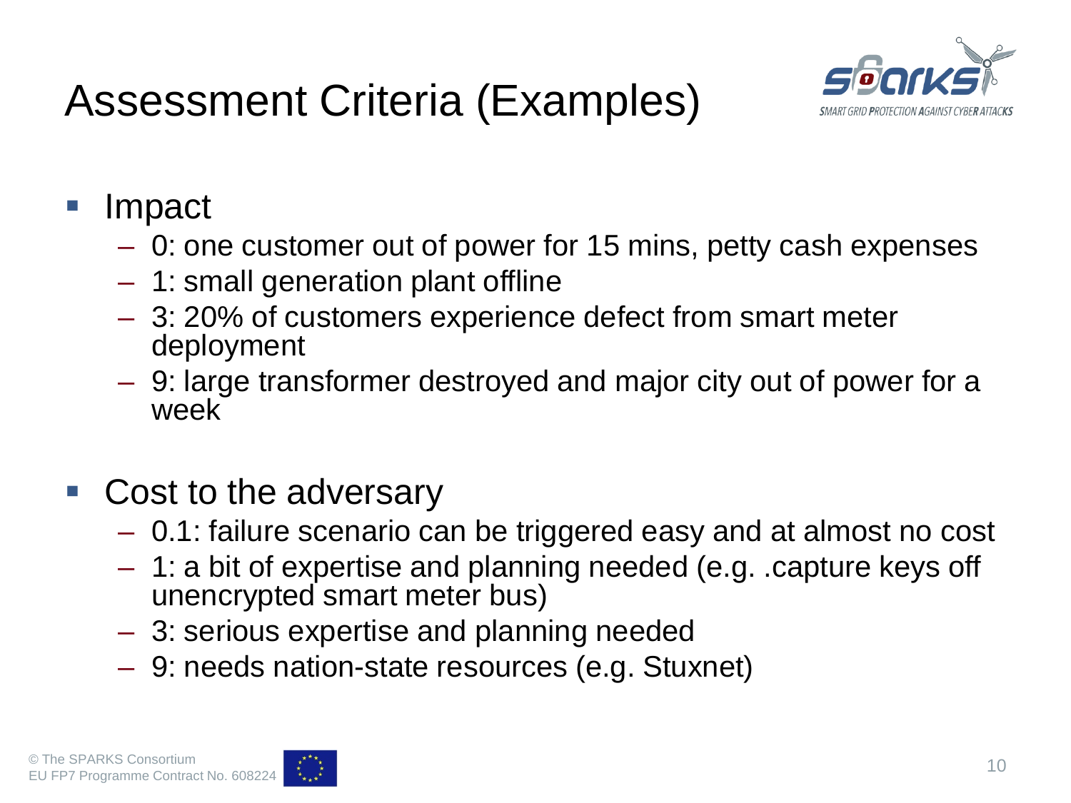# Assessment Criteria (Examples)

- Impact
  - 0: one customer out of power for 15 mins, petty cash expenses
  - 1: small generation plant offline
  - 3: 20% of customers experience defect from smart meter deployment
  - 9: large transformer destroyed and major city out of power for a week
- Cost to the adversary
  - 0.1: failure scenario can be triggered easy and at almost no cost
  - 1: a bit of expertise and planning needed (e.g. .capture keys off unencrypted smart meter bus)
  - 3: serious expertise and planning needed
  - 9: needs nation-state resources (e.g. Stuxnet)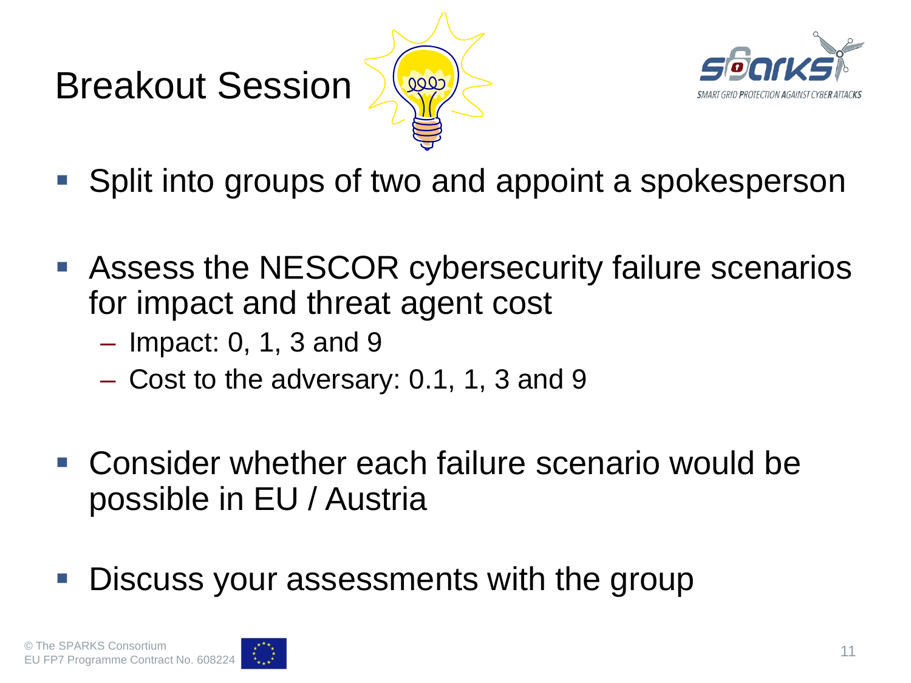# Breakout Session

- Split into groups of two and appoint a spokesperson
- Assess the NESCOR cybersecurity failure scenarios for impact and threat agent cost
  - Impact: 0, 1, 3 and 9
  - Cost to the adversary: 0.1, 1, 3 and 9
- Consider whether each failure scenario would be possible in EU / Austria
- Discuss your assessments with the group

© The SPARKS Consortium
EU FP7 Programme Contract No. 608224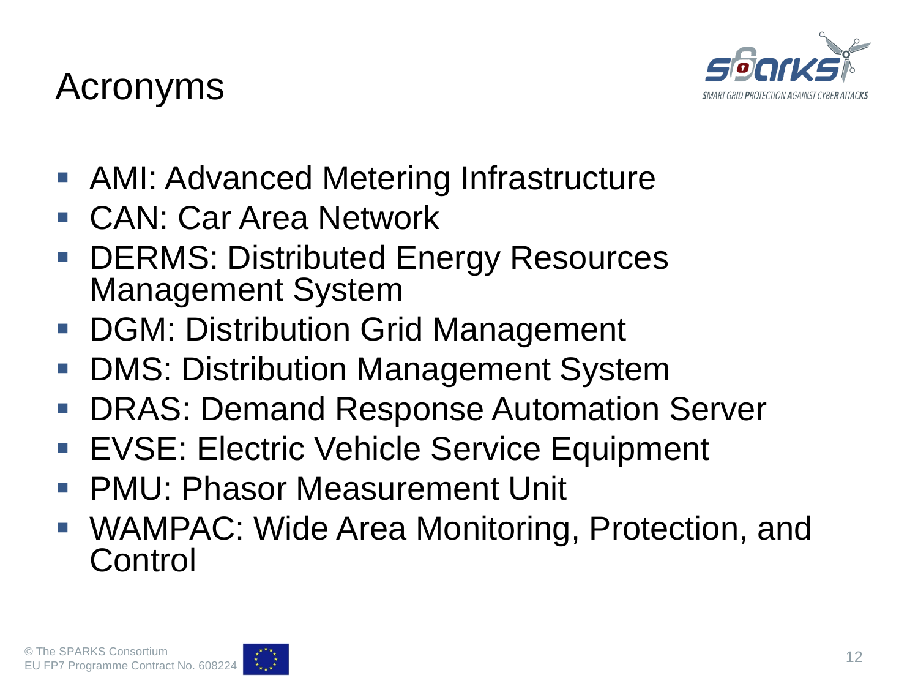# Acronyms

- AMI: Advanced Metering Infrastructure
- CAN: Car Area Network
- DERMS: Distributed Energy Resources Management System
- DGM: Distribution Grid Management
- DMS: Distribution Management System
- DRAS: Demand Response Automation Server
- EVSE: Electric Vehicle Service Equipment
- PMU: Phasor Measurement Unit
- WAMPAC: Wide Area Monitoring, Protection, and Control